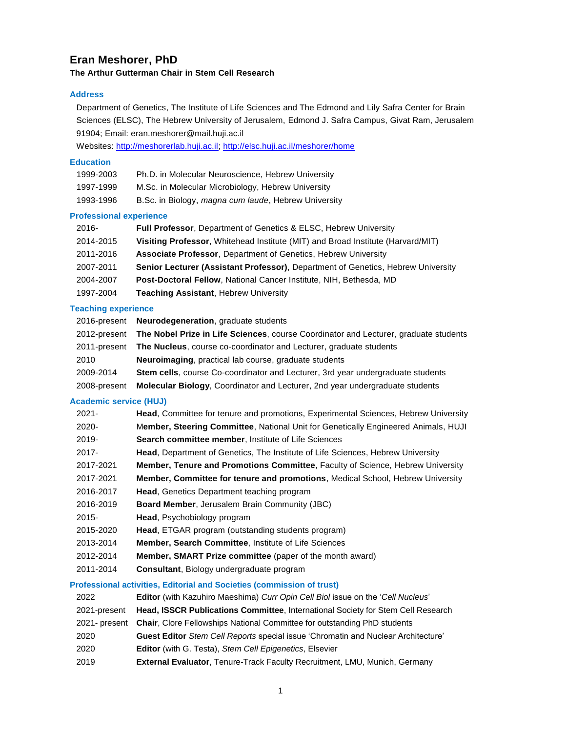# Eran Meshorer, PhD

**The Arthur Gutterman Chair in Stem Cell Research**

## Address

Department of Genetics, The Institute of Life Sciences and The Edmond and Lily Safra Center for Brain Sciences (ELSC), The Hebrew University of Jerusalem, Edmond J. Safra Campus, Givat Ram, Jerusalem 91904; Email: eran.meshorer@mail.huji.ac.il

Websites: http://meshorerlab.huji.ac.il; http://elsc.huji.ac.il/meshorer/home

## Education

| | |
|---|---|
| 1999-2003 | Ph.D. in Molecular Neuroscience, Hebrew University |
| 1997-1999 | M.Sc. in Molecular Microbiology, Hebrew University |
| 1993-1996 | B.Sc. in Biology, *magna cum laude*, Hebrew University |

## Professional experience

| | |
|---|---|
| 2016- | **Full Professor**, Department of Genetics & ELSC, Hebrew University |
| 2014-2015 | **Visiting Professor**, Whitehead Institute (MIT) and Broad Institute (Harvard/MIT) |
| 2011-2016 | **Associate Professor**, Department of Genetics, Hebrew University |
| 2007-2011 | **Senior Lecturer (Assistant Professor)**, Department of Genetics, Hebrew University |
| 2004-2007 | **Post-Doctoral Fellow**, National Cancer Institute, NIH, Bethesda, MD |
| 1997-2004 | **Teaching Assistant**, Hebrew University |

## Teaching experience

| | |
|---|---|
| 2016-present | **Neurodegeneration**, graduate students |
| 2012-present | **The Nobel Prize in Life Sciences**, course Coordinator and Lecturer, graduate students |
| 2011-present | **The Nucleus**, course co-coordinator and Lecturer, graduate students |
| 2010 | **Neuroimaging**, practical lab course, graduate students |
| 2009-2014 | **Stem cells**, course Co-coordinator and Lecturer, 3rd year undergraduate students |
| 2008-present | **Molecular Biology**, Coordinator and Lecturer, 2nd year undergraduate students |

## Academic service (HUJ)

| | |
|---|---|
| 2021- | **Head**, Committee for tenure and promotions, Experimental Sciences, Hebrew University |
| 2020- | **Member, Steering Committee**, National Unit for Genetically Engineered Animals, HUJI |
| 2019- | **Search committee member**, Institute of Life Sciences |
| 2017- | **Head**, Department of Genetics, The Institute of Life Sciences, Hebrew University |
| 2017-2021 | **Member, Tenure and Promotions Committee**, Faculty of Science, Hebrew University |
| 2017-2021 | **Member, Committee for tenure and promotions**, Medical School, Hebrew University |
| 2016-2017 | **Head**, Genetics Department teaching program |
| 2016-2019 | **Board Member**, Jerusalem Brain Community (JBC) |
| 2015- | **Head**, Psychobiology program |
| 2015-2020 | **Head**, ETGAR program (outstanding students program) |
| 2013-2014 | **Member, Search Committee**, Institute of Life Sciences |
| 2012-2014 | **Member, SMART Prize committee** (paper of the month award) |
| 2011-2014 | **Consultant**, Biology undergraduate program |

## Professional activities, Editorial and Societies (commission of trust)

| | |
|---|---|
| 2022 | **Editor** (with Kazuhiro Maeshima) *Curr Opin Cell Biol* issue on the '*Cell Nucleus*' |
| 2021-present | **Head, ISSCR Publications Committee**, International Society for Stem Cell Research |
| 2021- present | **Chair**, Clore Fellowships National Committee for outstanding PhD students |
| 2020 | **Guest Editor** *Stem Cell Reports* special issue 'Chromatin and Nuclear Architecture' |
| 2020 | **Editor** (with G. Testa), *Stem Cell Epigenetics*, Elsevier |
| 2019 | **External Evaluator**, Tenure-Track Faculty Recruitment, LMU, Munich, Germany |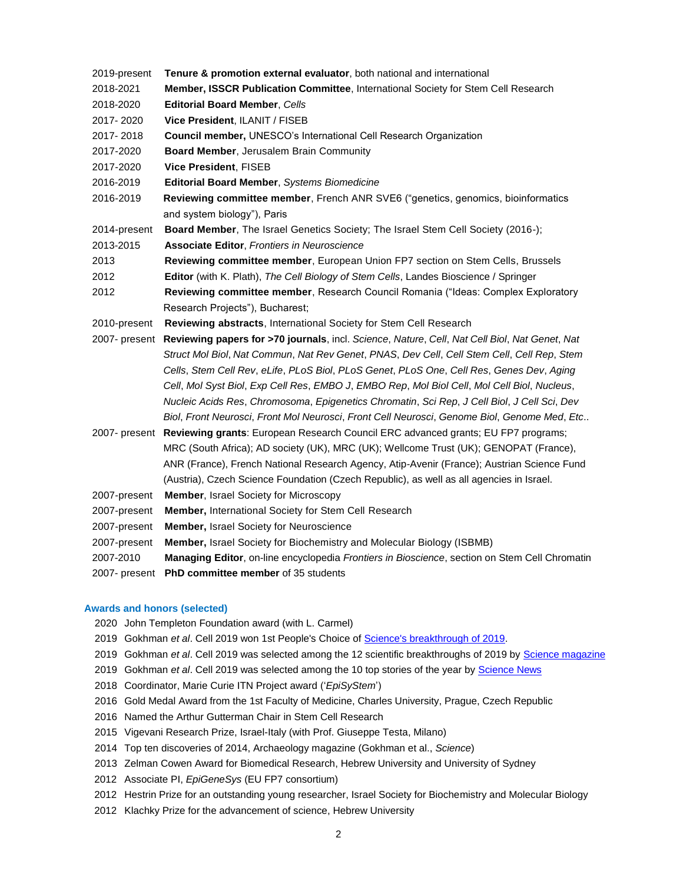| | |
|---|---|
| 2019-present | **Tenure & promotion external evaluator**, both national and international |
| 2018-2021 | **Member, ISSCR Publication Committee**, International Society for Stem Cell Research |
| 2018-2020 | **Editorial Board Member**, *Cells* |
| 2017- 2020 | **Vice President**, ILANIT / FISEB |
| 2017- 2018 | **Council member,** UNESCO's International Cell Research Organization |
| 2017-2020 | **Board Member**, Jerusalem Brain Community |
| 2017-2020 | **Vice President**, FISEB |
| 2016-2019 | **Editorial Board Member**, *Systems Biomedicine* |
| 2016-2019 | **Reviewing committee member**, French ANR SVE6 ("genetics, genomics, bioinformatics and system biology"), Paris |
| 2014-present | **Board Member**, The Israel Genetics Society; The Israel Stem Cell Society (2016-); |
| 2013-2015 | **Associate Editor**, *Frontiers in Neuroscience* |
| 2013 | **Reviewing committee member**, European Union FP7 section on Stem Cells, Brussels |
| 2012 | **Editor** (with K. Plath), *The Cell Biology of Stem Cells*, Landes Bioscience / Springer |
| 2012 | **Reviewing committee member**, Research Council Romania ("Ideas: Complex Exploratory Research Projects"), Bucharest; |
| 2010-present | **Reviewing abstracts**, International Society for Stem Cell Research |
| 2007- present | **Reviewing papers for >70 journals**, incl. *Science*, *Nature*, *Cell*, *Nat Cell Biol*, *Nat Genet*, *Nat Struct Mol Biol*, *Nat Commun*, *Nat Rev Genet*, *PNAS*, *Dev Cell*, *Cell Stem Cell*, *Cell Rep*, *Stem Cells*, *Stem Cell Rev*, *eLife*, *PLoS Biol*, *PLoS Genet*, *PLoS One*, *Cell Res*, *Genes Dev*, *Aging Cell*, *Mol Syst Biol*, *Exp Cell Res*, *EMBO J*, *EMBO Rep*, *Mol Biol Cell*, *Mol Cell Biol*, *Nucleus*, *Nucleic Acids Res*, *Chromosoma*, *Epigenetics Chromatin*, *Sci Rep*, *J Cell Biol*, *J Cell Sci*, *Dev Biol*, *Front Neurosci*, *Front Mol Neurosci*, *Front Cell Neurosci*, *Genome Biol*, *Genome Med*, *Etc*.. |
| 2007- present | **Reviewing grants**: European Research Council ERC advanced grants; EU FP7 programs; MRC (South Africa); AD society (UK), MRC (UK); Wellcome Trust (UK); GENOPAT (France), ANR (France), French National Research Agency, Atip-Avenir (France); Austrian Science Fund (Austria), Czech Science Foundation (Czech Republic), as well as all agencies in Israel. |
| 2007-present | **Member**, Israel Society for Microscopy |
| 2007-present | **Member,** International Society for Stem Cell Research |
| 2007-present | **Member,** Israel Society for Neuroscience |
| 2007-present | **Member,** Israel Society for Biochemistry and Molecular Biology (ISBMB) |
| 2007-2010 | **Managing Editor**, on-line encyclopedia *Frontiers in Bioscience*, section on Stem Cell Chromatin |
| 2007- present | **PhD committee member** of 35 students |

### Awards and honors (selected)

- 2020 John Templeton Foundation award (with L. Carmel)
- 2019 Gokhman *et al*. Cell 2019 won 1st People's Choice of Science's breakthrough of 2019.
- 2019 Gokhman *et al*. Cell 2019 was selected among the 12 scientific breakthroughs of 2019 by Science magazine
- 2019 Gokhman *et al*. Cell 2019 was selected among the 10 top stories of the year by Science News
- 2018 Coordinator, Marie Curie ITN Project award ('*EpiSyStem*')
- 2016 Gold Medal Award from the 1st Faculty of Medicine, Charles University, Prague, Czech Republic
- 2016 Named the Arthur Gutterman Chair in Stem Cell Research
- 2015 Vigevani Research Prize, Israel-Italy (with Prof. Giuseppe Testa, Milano)
- 2014 Top ten discoveries of 2014, Archaeology magazine (Gokhman et al., *Science*)
- 2013 Zelman Cowen Award for Biomedical Research, Hebrew University and University of Sydney
- 2012 Associate PI, *EpiGeneSys* (EU FP7 consortium)
- 2012 Hestrin Prize for an outstanding young researcher, Israel Society for Biochemistry and Molecular Biology
- 2012 Klachky Prize for the advancement of science, Hebrew University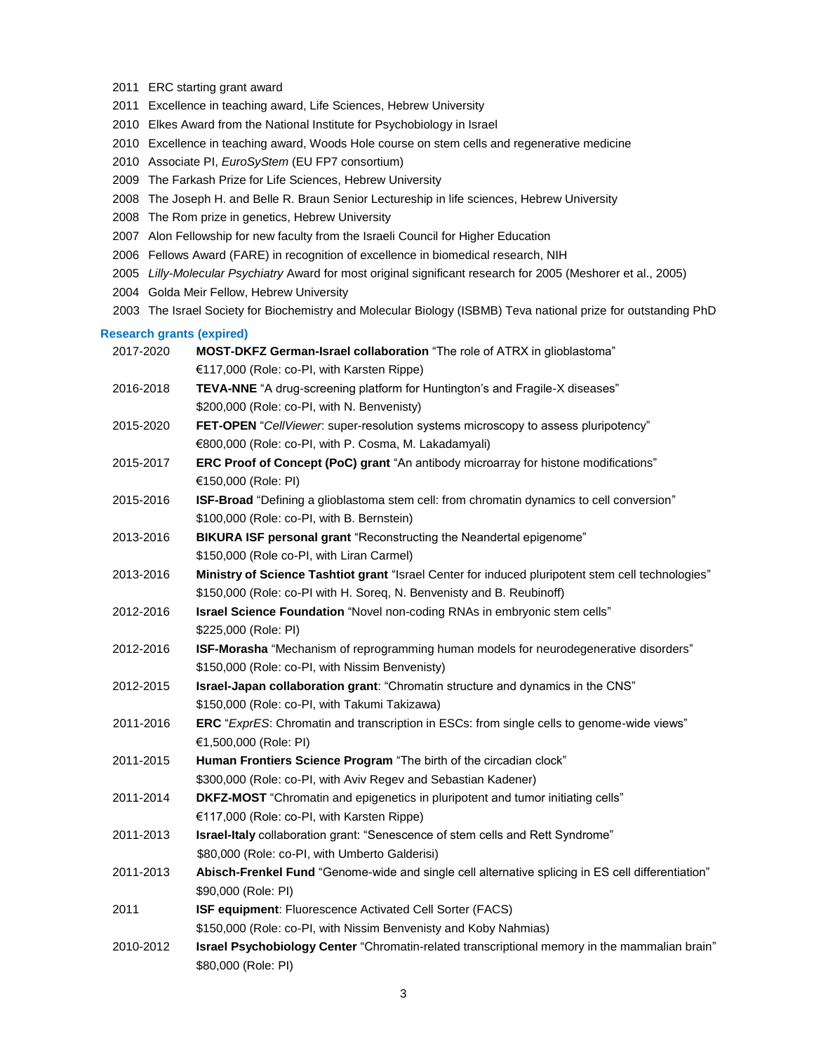2011 ERC starting grant award

2011 Excellence in teaching award, Life Sciences, Hebrew University

2010 Elkes Award from the National Institute for Psychobiology in Israel

2010 Excellence in teaching award, Woods Hole course on stem cells and regenerative medicine

2010 Associate PI, *EuroSyStem* (EU FP7 consortium)

2009 The Farkash Prize for Life Sciences, Hebrew University

2008 The Joseph H. and Belle R. Braun Senior Lectureship in life sciences, Hebrew University

2008 The Rom prize in genetics, Hebrew University

2007 Alon Fellowship for new faculty from the Israeli Council for Higher Education

2006 Fellows Award (FARE) in recognition of excellence in biomedical research, NIH

2005 *Lilly-Molecular Psychiatry* Award for most original significant research for 2005 (Meshorer et al., 2005)

2004 Golda Meir Fellow, Hebrew University

2003 The Israel Society for Biochemistry and Molecular Biology (ISBMB) Teva national prize for outstanding PhD

### Research grants (expired)

2017-2020 **MOST-DKFZ German-Israel collaboration** "The role of ATRX in glioblastoma"
€117,000 (Role: co-PI, with Karsten Rippe)

2016-2018 **TEVA-NNE** "A drug-screening platform for Huntington's and Fragile-X diseases"
$200,000 (Role: co-PI, with N. Benvenisty)

2015-2020 **FET-OPEN** "*CellViewer*: super-resolution systems microscopy to assess pluripotency"
€800,000 (Role: co-PI, with P. Cosma, M. Lakadamyali)

2015-2017 **ERC Proof of Concept (PoC) grant** "An antibody microarray for histone modifications"
€150,000 (Role: PI)

2015-2016 **ISF-Broad** "Defining a glioblastoma stem cell: from chromatin dynamics to cell conversion"
$100,000 (Role: co-PI, with B. Bernstein)

2013-2016 **BIKURA ISF personal grant** "Reconstructing the Neandertal epigenome"
$150,000 (Role co-PI, with Liran Carmel)

2013-2016 **Ministry of Science Tashtiot grant** "Israel Center for induced pluripotent stem cell technologies"
$150,000 (Role: co-PI with H. Soreq, N. Benvenisty and B. Reubinoff)

2012-2016 **Israel Science Foundation** "Novel non-coding RNAs in embryonic stem cells"
$225,000 (Role: PI)

2012-2016 **ISF-Morasha** "Mechanism of reprogramming human models for neurodegenerative disorders"
$150,000 (Role: co-PI, with Nissim Benvenisty)

2012-2015 **Israel-Japan collaboration grant**: "Chromatin structure and dynamics in the CNS"
$150,000 (Role: co-PI, with Takumi Takizawa)

2011-2016 **ERC** "*ExprES*: Chromatin and transcription in ESCs: from single cells to genome-wide views"
€1,500,000 (Role: PI)

2011-2015 **Human Frontiers Science Program** "The birth of the circadian clock"
$300,000 (Role: co-PI, with Aviv Regev and Sebastian Kadener)

2011-2014 **DKFZ-MOST** "Chromatin and epigenetics in pluripotent and tumor initiating cells"
€117,000 (Role: co-PI, with Karsten Rippe)

2011-2013 **Israel-Italy** collaboration grant: "Senescence of stem cells and Rett Syndrome"
$80,000 (Role: co-PI, with Umberto Galderisi)

2011-2013 **Abisch-Frenkel Fund** "Genome-wide and single cell alternative splicing in ES cell differentiation"
$90,000 (Role: PI)

2011 **ISF equipment**: Fluorescence Activated Cell Sorter (FACS)
$150,000 (Role: co-PI, with Nissim Benvenisty and Koby Nahmias)

2010-2012 **Israel Psychobiology Center** "Chromatin-related transcriptional memory in the mammalian brain"
$80,000 (Role: PI)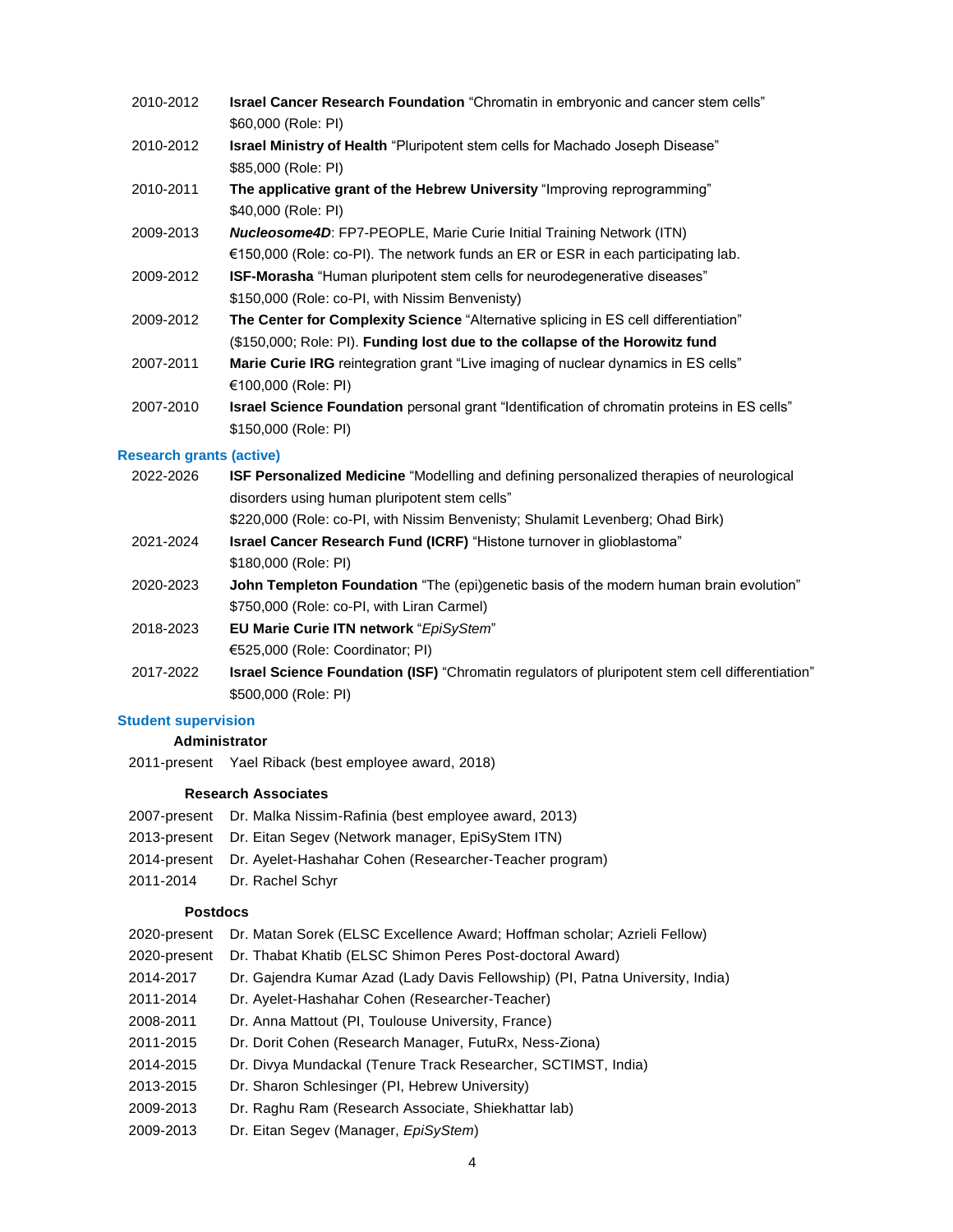2010-2012 **Israel Cancer Research Foundation** "Chromatin in embryonic and cancer stem cells"
$60,000 (Role: PI)

2010-2012 **Israel Ministry of Health** "Pluripotent stem cells for Machado Joseph Disease"
$85,000 (Role: PI)

2010-2011 **The applicative grant of the Hebrew University** "Improving reprogramming"
$40,000 (Role: PI)

2009-2013 ***Nucleosome4D***: FP7-PEOPLE, Marie Curie Initial Training Network (ITN)
€150,000 (Role: co-PI). The network funds an ER or ESR in each participating lab.

2009-2012 **ISF-Morasha** "Human pluripotent stem cells for neurodegenerative diseases"
$150,000 (Role: co-PI, with Nissim Benvenisty)

2009-2012 **The Center for Complexity Science** "Alternative splicing in ES cell differentiation"
($150,000; Role: PI). **Funding lost due to the collapse of the Horowitz fund**

2007-2011 **Marie Curie IRG** reintegration grant "Live imaging of nuclear dynamics in ES cells"
€100,000 (Role: PI)

2007-2010 **Israel Science Foundation** personal grant "Identification of chromatin proteins in ES cells"
$150,000 (Role: PI)

### Research grants (active)

2022-2026 **ISF Personalized Medicine** "Modelling and defining personalized therapies of neurological disorders using human pluripotent stem cells"
$220,000 (Role: co-PI, with Nissim Benvenisty; Shulamit Levenberg; Ohad Birk)

2021-2024 **Israel Cancer Research Fund (ICRF)** "Histone turnover in glioblastoma"
$180,000 (Role: PI)

2020-2023 **John Templeton Foundation** "The (epi)genetic basis of the modern human brain evolution"
$750,000 (Role: co-PI, with Liran Carmel)

2018-2023 **EU Marie Curie ITN network** "*EpiSyStem*"
€525,000 (Role: Coordinator; PI)

2017-2022 **Israel Science Foundation (ISF)** "Chromatin regulators of pluripotent stem cell differentiation"
$500,000 (Role: PI)

### Student supervision

**Administrator**

2011-present Yael Riback (best employee award, 2018)

**Research Associates**

2007-present Dr. Malka Nissim-Rafinia (best employee award, 2013)
2013-present Dr. Eitan Segev (Network manager, EpiSyStem ITN)
2014-present Dr. Ayelet-Hashahar Cohen (Researcher-Teacher program)
2011-2014 Dr. Rachel Schyr

**Postdocs**

2020-present Dr. Matan Sorek (ELSC Excellence Award; Hoffman scholar; Azrieli Fellow)
2020-present Dr. Thabat Khatib (ELSC Shimon Peres Post-doctoral Award)
2014-2017 Dr. Gajendra Kumar Azad (Lady Davis Fellowship) (PI, Patna University, India)
2011-2014 Dr. Ayelet-Hashahar Cohen (Researcher-Teacher)
2008-2011 Dr. Anna Mattout (PI, Toulouse University, France)
2011-2015 Dr. Dorit Cohen (Research Manager, FutuRx, Ness-Ziona)
2014-2015 Dr. Divya Mundackal (Tenure Track Researcher, SCTIMST, India)
2013-2015 Dr. Sharon Schlesinger (PI, Hebrew University)
2009-2013 Dr. Raghu Ram (Research Associate, Shiekhattar lab)
2009-2013 Dr. Eitan Segev (Manager, *EpiSyStem*)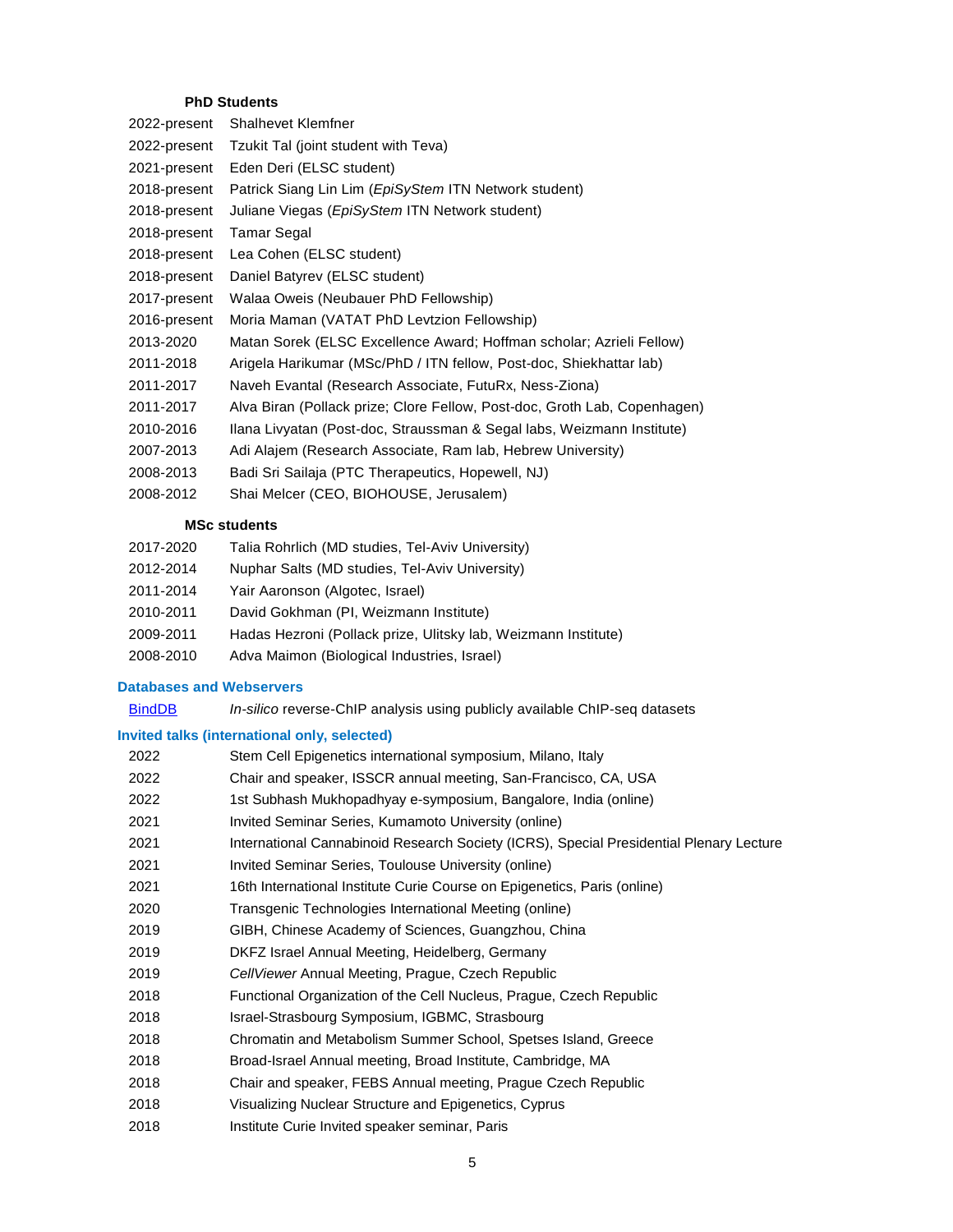### PhD Students

| | |
|---|---|
| 2022-present | Shalhevet Klemfner |
| 2022-present | Tzukit Tal (joint student with Teva) |
| 2021-present | Eden Deri (ELSC student) |
| 2018-present | Patrick Siang Lin Lim (*EpiSyStem* ITN Network student) |
| 2018-present | Juliane Viegas (*EpiSyStem* ITN Network student) |
| 2018-present | Tamar Segal |
| 2018-present | Lea Cohen (ELSC student) |
| 2018-present | Daniel Batyrev (ELSC student) |
| 2017-present | Walaa Oweis (Neubauer PhD Fellowship) |
| 2016-present | Moria Maman (VATAT PhD Levtzion Fellowship) |
| 2013-2020 | Matan Sorek (ELSC Excellence Award; Hoffman scholar; Azrieli Fellow) |
| 2011-2018 | Arigela Harikumar (MSc/PhD / ITN fellow, Post-doc, Shiekhattar lab) |
| 2011-2017 | Naveh Evantal (Research Associate, FutuRx, Ness-Ziona) |
| 2011-2017 | Alva Biran (Pollack prize; Clore Fellow, Post-doc, Groth Lab, Copenhagen) |
| 2010-2016 | Ilana Livyatan (Post-doc, Straussman & Segal labs, Weizmann Institute) |
| 2007-2013 | Adi Alajem (Research Associate, Ram lab, Hebrew University) |
| 2008-2013 | Badi Sri Sailaja (PTC Therapeutics, Hopewell, NJ) |
| 2008-2012 | Shai Melcer (CEO, BIOHOUSE, Jerusalem) |

### MSc students

| | |
|---|---|
| 2017-2020 | Talia Rohrlich (MD studies, Tel-Aviv University) |
| 2012-2014 | Nuphar Salts (MD studies, Tel-Aviv University) |
| 2011-2014 | Yair Aaronson (Algotec, Israel) |
| 2010-2011 | David Gokhman (PI, Weizmann Institute) |
| 2009-2011 | Hadas Hezroni (Pollack prize, Ulitsky lab, Weizmann Institute) |
| 2008-2010 | Adva Maimon (Biological Industries, Israel) |

## Databases and Webservers

| | |
|---|---|
| BindDB | *In-silico* reverse-ChIP analysis using publicly available ChIP-seq datasets |

## Invited talks (international only, selected)

| | |
|---|---|
| 2022 | Stem Cell Epigenetics international symposium, Milano, Italy |
| 2022 | Chair and speaker, ISSCR annual meeting, San-Francisco, CA, USA |
| 2022 | 1st Subhash Mukhopadhyay e-symposium, Bangalore, India (online) |
| 2021 | Invited Seminar Series, Kumamoto University (online) |
| 2021 | International Cannabinoid Research Society (ICRS), Special Presidential Plenary Lecture |
| 2021 | Invited Seminar Series, Toulouse University (online) |
| 2021 | 16th International Institute Curie Course on Epigenetics, Paris (online) |
| 2020 | Transgenic Technologies International Meeting (online) |
| 2019 | GIBH, Chinese Academy of Sciences, Guangzhou, China |
| 2019 | DKFZ Israel Annual Meeting, Heidelberg, Germany |
| 2019 | *CellViewer* Annual Meeting, Prague, Czech Republic |
| 2018 | Functional Organization of the Cell Nucleus, Prague, Czech Republic |
| 2018 | Israel-Strasbourg Symposium, IGBMC, Strasbourg |
| 2018 | Chromatin and Metabolism Summer School, Spetses Island, Greece |
| 2018 | Broad-Israel Annual meeting, Broad Institute, Cambridge, MA |
| 2018 | Chair and speaker, FEBS Annual meeting, Prague Czech Republic |
| 2018 | Visualizing Nuclear Structure and Epigenetics, Cyprus |
| 2018 | Institute Curie Invited speaker seminar, Paris |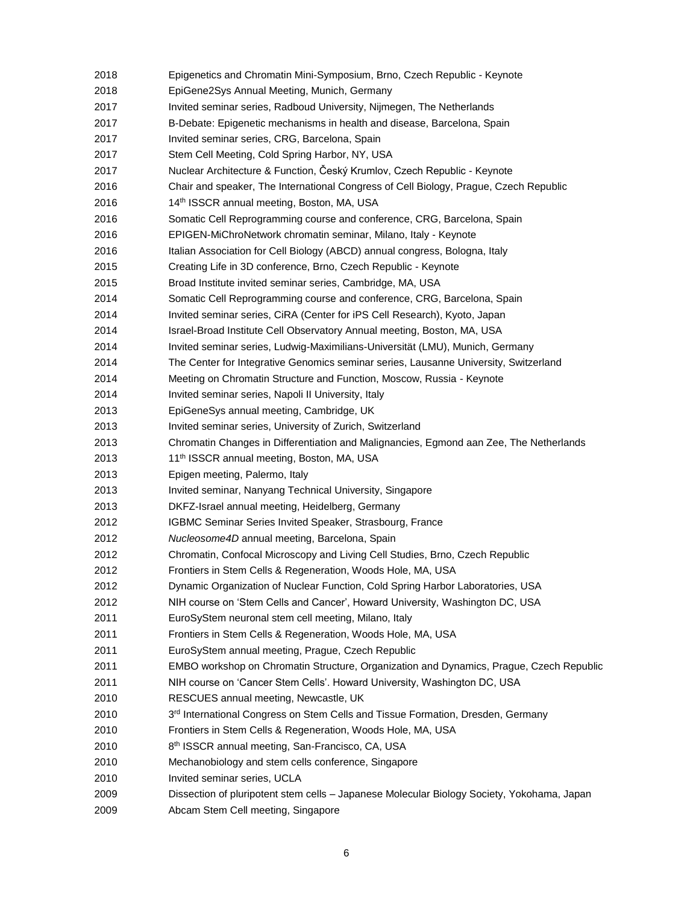| | |
|---|---|
| 2018 | Epigenetics and Chromatin Mini-Symposium, Brno, Czech Republic - Keynote |
| 2018 | EpiGene2Sys Annual Meeting, Munich, Germany |
| 2017 | Invited seminar series, Radboud University, Nijmegen, The Netherlands |
| 2017 | B-Debate: Epigenetic mechanisms in health and disease, Barcelona, Spain |
| 2017 | Invited seminar series, CRG, Barcelona, Spain |
| 2017 | Stem Cell Meeting, Cold Spring Harbor, NY, USA |
| 2017 | Nuclear Architecture & Function, Český Krumlov, Czech Republic - Keynote |
| 2016 | Chair and speaker, The International Congress of Cell Biology, Prague, Czech Republic |
| 2016 | 14th ISSCR annual meeting, Boston, MA, USA |
| 2016 | Somatic Cell Reprogramming course and conference, CRG, Barcelona, Spain |
| 2016 | EPIGEN-MiChroNetwork chromatin seminar, Milano, Italy - Keynote |
| 2016 | Italian Association for Cell Biology (ABCD) annual congress, Bologna, Italy |
| 2015 | Creating Life in 3D conference, Brno, Czech Republic - Keynote |
| 2015 | Broad Institute invited seminar series, Cambridge, MA, USA |
| 2014 | Somatic Cell Reprogramming course and conference, CRG, Barcelona, Spain |
| 2014 | Invited seminar series, CiRA (Center for iPS Cell Research), Kyoto, Japan |
| 2014 | Israel-Broad Institute Cell Observatory Annual meeting, Boston, MA, USA |
| 2014 | Invited seminar series, Ludwig-Maximilians-Universität (LMU), Munich, Germany |
| 2014 | The Center for Integrative Genomics seminar series, Lausanne University, Switzerland |
| 2014 | Meeting on Chromatin Structure and Function, Moscow, Russia - Keynote |
| 2014 | Invited seminar series, Napoli II University, Italy |
| 2013 | EpiGeneSys annual meeting, Cambridge, UK |
| 2013 | Invited seminar series, University of Zurich, Switzerland |
| 2013 | Chromatin Changes in Differentiation and Malignancies, Egmond aan Zee, The Netherlands |
| 2013 | 11th ISSCR annual meeting, Boston, MA, USA |
| 2013 | Epigen meeting, Palermo, Italy |
| 2013 | Invited seminar, Nanyang Technical University, Singapore |
| 2013 | DKFZ-Israel annual meeting, Heidelberg, Germany |
| 2012 | IGBMC Seminar Series Invited Speaker, Strasbourg, France |
| 2012 | *Nucleosome4D* annual meeting, Barcelona, Spain |
| 2012 | Chromatin, Confocal Microscopy and Living Cell Studies, Brno, Czech Republic |
| 2012 | Frontiers in Stem Cells & Regeneration, Woods Hole, MA, USA |
| 2012 | Dynamic Organization of Nuclear Function, Cold Spring Harbor Laboratories, USA |
| 2012 | NIH course on 'Stem Cells and Cancer', Howard University, Washington DC, USA |
| 2011 | EuroSyStem neuronal stem cell meeting, Milano, Italy |
| 2011 | Frontiers in Stem Cells & Regeneration, Woods Hole, MA, USA |
| 2011 | EuroSyStem annual meeting, Prague, Czech Republic |
| 2011 | EMBO workshop on Chromatin Structure, Organization and Dynamics, Prague, Czech Republic |
| 2011 | NIH course on 'Cancer Stem Cells'. Howard University, Washington DC, USA |
| 2010 | RESCUES annual meeting, Newcastle, UK |
| 2010 | 3rd International Congress on Stem Cells and Tissue Formation, Dresden, Germany |
| 2010 | Frontiers in Stem Cells & Regeneration, Woods Hole, MA, USA |
| 2010 | 8th ISSCR annual meeting, San-Francisco, CA, USA |
| 2010 | Mechanobiology and stem cells conference, Singapore |
| 2010 | Invited seminar series, UCLA |
| 2009 | Dissection of pluripotent stem cells – Japanese Molecular Biology Society, Yokohama, Japan |
| 2009 | Abcam Stem Cell meeting, Singapore |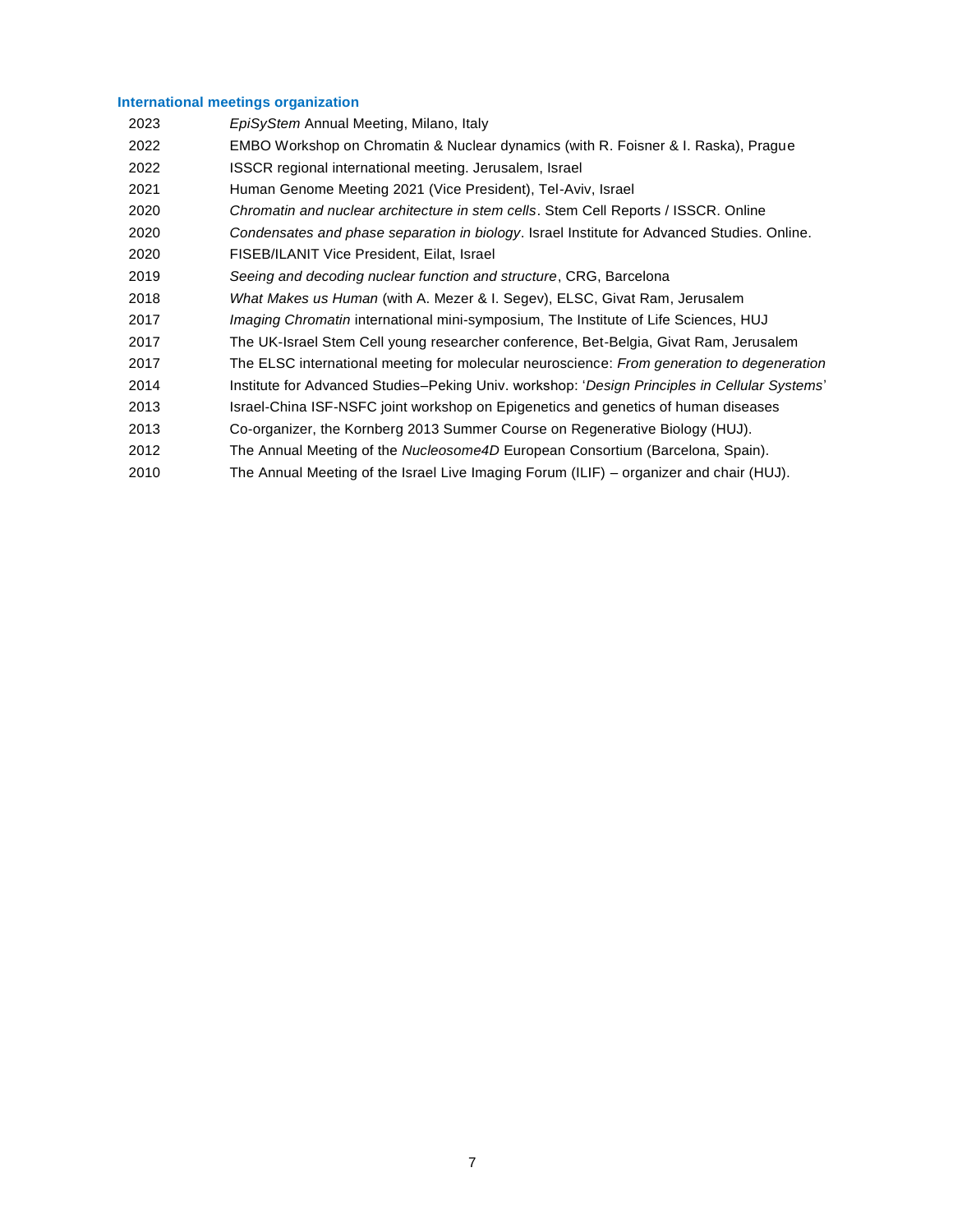### International meetings organization

| | |
|---|---|
| 2023 | *EpiSyStem* Annual Meeting, Milano, Italy |
| 2022 | EMBO Workshop on Chromatin & Nuclear dynamics (with R. Foisner & I. Raska), Prague |
| 2022 | ISSCR regional international meeting. Jerusalem, Israel |
| 2021 | Human Genome Meeting 2021 (Vice President), Tel-Aviv, Israel |
| 2020 | *Chromatin and nuclear architecture in stem cells*. Stem Cell Reports / ISSCR. Online |
| 2020 | *Condensates and phase separation in biology*. Israel Institute for Advanced Studies. Online. |
| 2020 | FISEB/ILANIT Vice President, Eilat, Israel |
| 2019 | *Seeing and decoding nuclear function and structure*, CRG, Barcelona |
| 2018 | *What Makes us Human* (with A. Mezer & I. Segev), ELSC, Givat Ram, Jerusalem |
| 2017 | *Imaging Chromatin* international mini-symposium, The Institute of Life Sciences, HUJ |
| 2017 | The UK-Israel Stem Cell young researcher conference, Bet-Belgia, Givat Ram, Jerusalem |
| 2017 | The ELSC international meeting for molecular neuroscience: *From generation to degeneration* |
| 2014 | Institute for Advanced Studies–Peking Univ. workshop: '*Design Principles in Cellular Systems*' |
| 2013 | Israel-China ISF-NSFC joint workshop on Epigenetics and genetics of human diseases |
| 2013 | Co-organizer, the Kornberg 2013 Summer Course on Regenerative Biology (HUJ). |
| 2012 | The Annual Meeting of the *Nucleosome4D* European Consortium (Barcelona, Spain). |
| 2010 | The Annual Meeting of the Israel Live Imaging Forum (ILIF) – organizer and chair (HUJ). |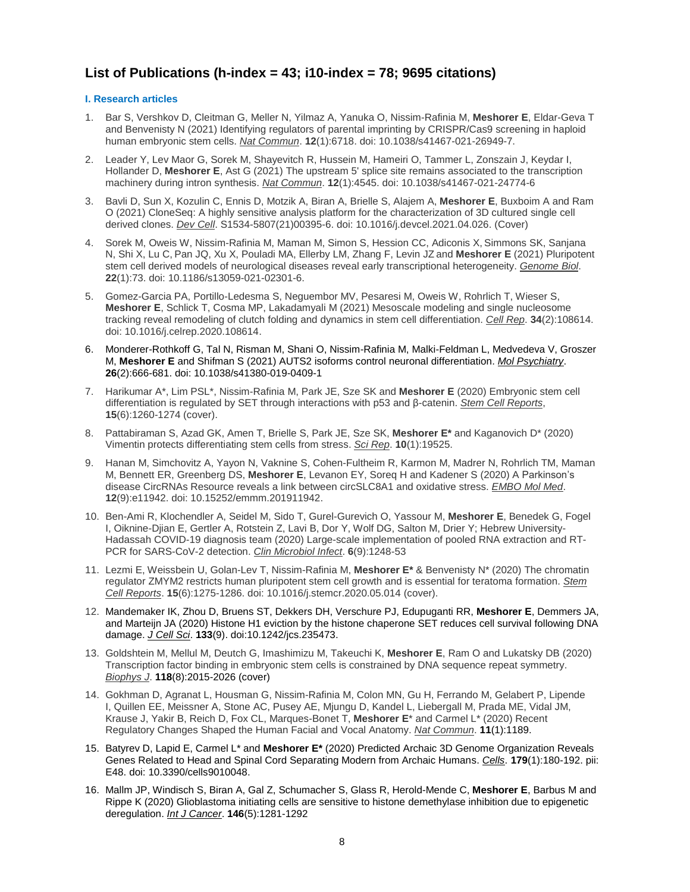## List of Publications (h-index = 43; i10-index = 78; 9695 citations)

### I. Research articles

1. Bar S, Vershkov D, Cleitman G, Meller N, Yilmaz A, Yanuka O, Nissim-Rafinia M, **Meshorer E**, Eldar-Geva T and Benvenisty N (2021) Identifying regulators of parental imprinting by CRISPR/Cas9 screening in haploid human embryonic stem cells. *Nat Commun*. **12**(1):6718. doi: 10.1038/s41467-021-26949-7.

2. Leader Y, Lev Maor G, Sorek M, Shayevitch R, Hussein M, Hameiri O, Tammer L, Zonszain J, Keydar I, Hollander D, **Meshorer E**, Ast G (2021) The upstream 5' splice site remains associated to the transcription machinery during intron synthesis. *Nat Commun*. **12**(1):4545. doi: 10.1038/s41467-021-24774-6

3. Bavli D, Sun X, Kozulin C, Ennis D, Motzik A, Biran A, Brielle S, Alajem A, **Meshorer E**, Buxboim A and Ram O (2021) CloneSeq: A highly sensitive analysis platform for the characterization of 3D cultured single cell derived clones. *Dev Cell*. S1534-5807(21)00395-6. doi: 10.1016/j.devcel.2021.04.026. (Cover)

4. Sorek M, Oweis W, Nissim-Rafinia M, Maman M, Simon S, Hession CC, Adiconis X, Simmons SK, Sanjana N, Shi X, Lu C, Pan JQ, Xu X, Pouladi MA, Ellerby LM, Zhang F, Levin JZ and **Meshorer E** (2021) Pluripotent stem cell derived models of neurological diseases reveal early transcriptional heterogeneity. *Genome Biol*. **22**(1):73. doi: 10.1186/s13059-021-02301-6.

5. Gomez-Garcia PA, Portillo-Ledesma S, Neguembor MV, Pesaresi M, Oweis W, Rohrlich T, Wieser S, **Meshorer E**, Schlick T, Cosma MP, Lakadamyali M (2021) Mesoscale modeling and single nucleosome tracking reveal remodeling of clutch folding and dynamics in stem cell differentiation. *Cell Rep*. **34**(2):108614. doi: 10.1016/j.celrep.2020.108614.

6. Monderer-Rothkoff G, Tal N, Risman M, Shani O, Nissim-Rafinia M, Malki-Feldman L, Medvedeva V, Groszer M, **Meshorer E** and Shifman S (2021) AUTS2 isoforms control neuronal differentiation. *Mol Psychiatry*. **26**(2):666-681. doi: 10.1038/s41380-019-0409-1

7. Harikumar A*, Lim PSL*, Nissim-Rafinia M, Park JE, Sze SK and **Meshorer E** (2020) Embryonic stem cell differentiation is regulated by SET through interactions with p53 and β-catenin. *Stem Cell Reports*, **15**(6):1260-1274 (cover).

8. Pattabiraman S, Azad GK, Amen T, Brielle S, Park JE, Sze SK, **Meshorer E*** and Kaganovich D* (2020) Vimentin protects differentiating stem cells from stress. *Sci Rep*. **10**(1):19525.

9. Hanan M, Simchovitz A, Yayon N, Vaknine S, Cohen-Fultheim R, Karmon M, Madrer N, Rohrlich TM, Maman M, Bennett ER, Greenberg DS, **Meshorer E**, Levanon EY, Soreq H and Kadener S (2020) A Parkinson's disease CircRNAs Resource reveals a link between circSLC8A1 and oxidative stress. *EMBO Mol Med*. **12**(9):e11942. doi: 10.15252/emmm.201911942.

10. Ben-Ami R, Klochendler A, Seidel M, Sido T, Gurel-Gurevich O, Yassour M, **Meshorer E**, Benedek G, Fogel I, Oiknine-Djian E, Gertler A, Rotstein Z, Lavi B, Dor Y, Wolf DG, Salton M, Drier Y; Hebrew University-Hadassah COVID-19 diagnosis team (2020) Large-scale implementation of pooled RNA extraction and RT-PCR for SARS-CoV-2 detection. *Clin Microbiol Infect*. **6**(9):1248-53

11. Lezmi E, Weissbein U, Golan-Lev T, Nissim-Rafinia M, **Meshorer E*** & Benvenisty N* (2020) The chromatin regulator ZMYM2 restricts human pluripotent stem cell growth and is essential for teratoma formation. *Stem Cell Reports*. **15**(6):1275-1286. doi: 10.1016/j.stemcr.2020.05.014 (cover).

12. Mandemaker IK, Zhou D, Bruens ST, Dekkers DH, Verschure PJ, Edupuganti RR, **Meshorer E**, Demmers JA, and Marteijn JA (2020) Histone H1 eviction by the histone chaperone SET reduces cell survival following DNA damage. *J Cell Sci*. **133**(9). doi:10.1242/jcs.235473.

13. Goldshtein M, Mellul M, Deutch G, Imashimizu M, Takeuchi K, **Meshorer E**, Ram O and Lukatsky DB (2020) Transcription factor binding in embryonic stem cells is constrained by DNA sequence repeat symmetry. *Biophys J*. **118**(8):2015-2026 (cover)

14. Gokhman D, Agranat L, Housman G, Nissim-Rafinia M, Colon MN, Gu H, Ferrando M, Gelabert P, Lipende I, Quillen EE, Meissner A, Stone AC, Pusey AE, Mjungu D, Kandel L, Liebergall M, Prada ME, Vidal JM, Krause J, Yakir B, Reich D, Fox CL, Marques-Bonet T, **Meshorer E*** and Carmel L* (2020) Recent Regulatory Changes Shaped the Human Facial and Vocal Anatomy. *Nat Commun*. **11**(1):1189.

15. Batyrev D, Lapid E, Carmel L* and **Meshorer E*** (2020) Predicted Archaic 3D Genome Organization Reveals Genes Related to Head and Spinal Cord Separating Modern from Archaic Humans. *Cells*. **179**(1):180-192. pii: E48. doi: 10.3390/cells9010048.

16. Mallm JP, Windisch S, Biran A, Gal Z, Schumacher S, Glass R, Herold-Mende C, **Meshorer E**, Barbus M and Rippe K (2020) Glioblastoma initiating cells are sensitive to histone demethylase inhibition due to epigenetic deregulation. *Int J Cancer*. **146**(5):1281-1292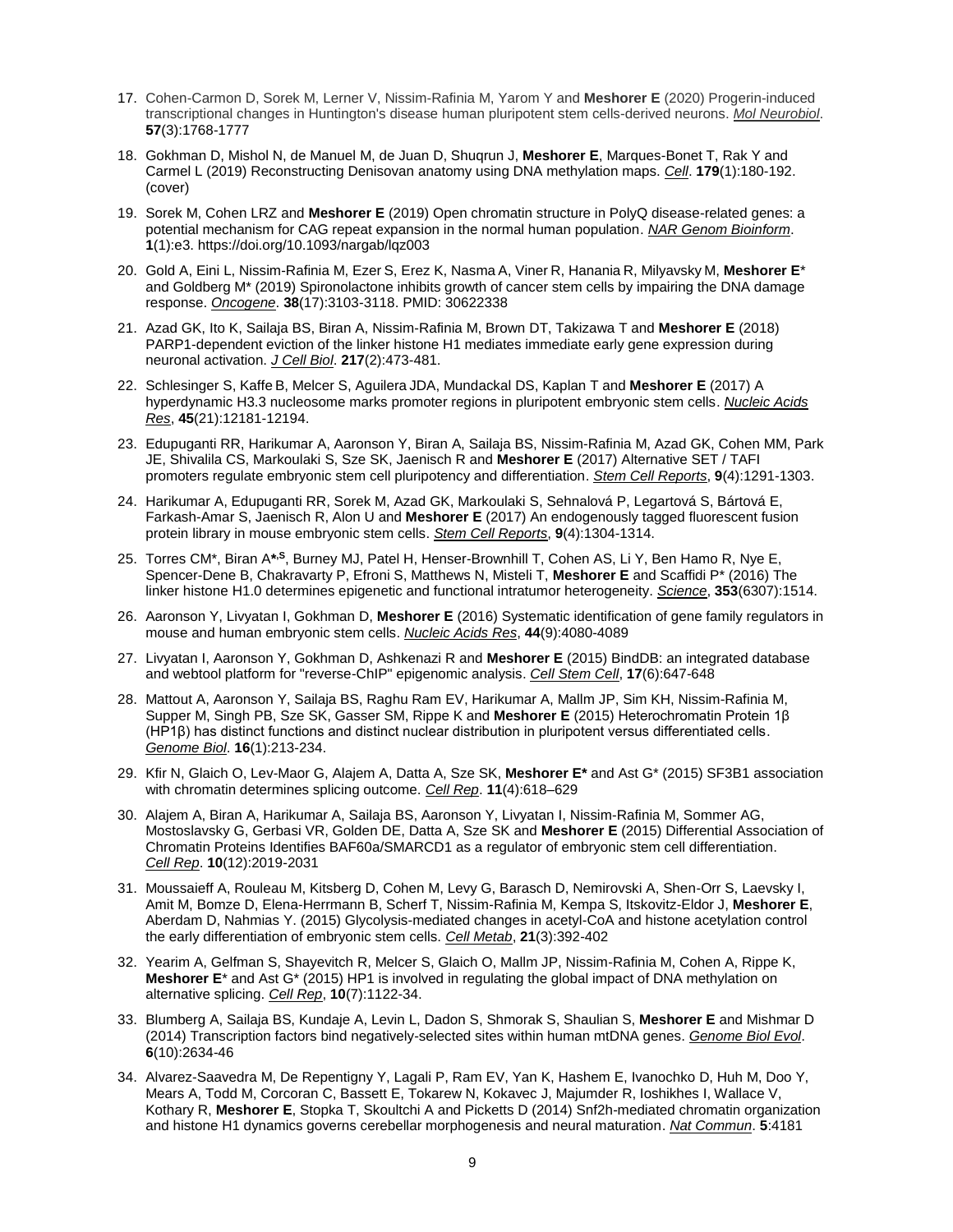17. Cohen-Carmon D, Sorek M, Lerner V, Nissim-Rafinia M, Yarom Y and **Meshorer E** (2020) Progerin-induced transcriptional changes in Huntington's disease human pluripotent stem cells-derived neurons. *Mol Neurobiol*. **57**(3):1768-1777

18. Gokhman D, Mishol N, de Manuel M, de Juan D, Shuqrun J, **Meshorer E**, Marques-Bonet T, Rak Y and Carmel L (2019) Reconstructing Denisovan anatomy using DNA methylation maps. *Cell*. **179**(1):180-192. (cover)

19. Sorek M, Cohen LRZ and **Meshorer E** (2019) Open chromatin structure in PolyQ disease-related genes: a potential mechanism for CAG repeat expansion in the normal human population. *NAR Genom Bioinform*. **1**(1):e3. https://doi.org/10.1093/nargab/lqz003

20. Gold A, Eini L, Nissim-Rafinia M, Ezer S, Erez K, Nasma A, Viner R, Hanania R, Milyavsky M, **Meshorer E*** and Goldberg M* (2019) Spironolactone inhibits growth of cancer stem cells by impairing the DNA damage response. *Oncogene*. **38**(17):3103-3118. PMID: 30622338

21. Azad GK, Ito K, Sailaja BS, Biran A, Nissim-Rafinia M, Brown DT, Takizawa T and **Meshorer E** (2018) PARP1-dependent eviction of the linker histone H1 mediates immediate early gene expression during neuronal activation. *J Cell Biol*. **217**(2):473-481.

22. Schlesinger S, Kaffe B, Melcer S, Aguilera JDA, Mundackal DS, Kaplan T and **Meshorer E** (2017) A hyperdynamic H3.3 nucleosome marks promoter regions in pluripotent embryonic stem cells. *Nucleic Acids Res*, **45**(21):12181-12194.

23. Edupuganti RR, Harikumar A, Aaronson Y, Biran A, Sailaja BS, Nissim-Rafinia M, Azad GK, Cohen MM, Park JE, Shivalila CS, Markoulaki S, Sze SK, Jaenisch R and **Meshorer E** (2017) Alternative SET / TAFI promoters regulate embryonic stem cell pluripotency and differentiation. *Stem Cell Reports*, **9**(4):1291-1303.

24. Harikumar A, Edupuganti RR, Sorek M, Azad GK, Markoulaki S, Sehnalová P, Legartová S, Bártová E, Farkash-Amar S, Jaenisch R, Alon U and **Meshorer E** (2017) An endogenously tagged fluorescent fusion protein library in mouse embryonic stem cells. *Stem Cell Reports*, **9**(4):1304-1314.

25. Torres CM*, Biran A**[*,S]**, Burney MJ, Patel H, Henser-Brownhill T, Cohen AS, Li Y, Ben Hamo R, Nye E, Spencer-Dene B, Chakravarty P, Efroni S, Matthews N, Misteli T, **Meshorer E** and Scaffidi P* (2016) The linker histone H1.0 determines epigenetic and functional intratumor heterogeneity. *Science*, **353**(6307):1514.

26. Aaronson Y, Livyatan I, Gokhman D, **Meshorer E** (2016) Systematic identification of gene family regulators in mouse and human embryonic stem cells. *Nucleic Acids Res*, **44**(9):4080-4089

27. Livyatan I, Aaronson Y, Gokhman D, Ashkenazi R and **Meshorer E** (2015) BindDB: an integrated database and webtool platform for "reverse-ChIP" epigenomic analysis. *Cell Stem Cell*, **17**(6):647-648

28. Mattout A, Aaronson Y, Sailaja BS, Raghu Ram EV, Harikumar A, Mallm JP, Sim KH, Nissim-Rafinia M, Supper M, Singh PB, Sze SK, Gasser SM, Rippe K and **Meshorer E** (2015) Heterochromatin Protein 1β (HP1β) has distinct functions and distinct nuclear distribution in pluripotent versus differentiated cells. *Genome Biol*. **16**(1):213-234.

29. Kfir N, Glaich O, Lev-Maor G, Alajem A, Datta A, Sze SK, **Meshorer E*** and Ast G* (2015) SF3B1 association with chromatin determines splicing outcome. *Cell Rep*. **11**(4):618–629

30. Alajem A, Biran A, Harikumar A, Sailaja BS, Aaronson Y, Livyatan I, Nissim-Rafinia M, Sommer AG, Mostoslavsky G, Gerbasi VR, Golden DE, Datta A, Sze SK and **Meshorer E** (2015) Differential Association of Chromatin Proteins Identifies BAF60a/SMARCD1 as a regulator of embryonic stem cell differentiation. *Cell Rep*. **10**(12):2019-2031

31. Moussaieff A, Rouleau M, Kitsberg D, Cohen M, Levy G, Barasch D, Nemirovski A, Shen-Orr S, Laevsky I, Amit M, Bomze D, Elena-Herrmann B, Scherf T, Nissim-Rafinia M, Kempa S, Itskovitz-Eldor J, **Meshorer E**, Aberdam D, Nahmias Y. (2015) Glycolysis-mediated changes in acetyl-CoA and histone acetylation control the early differentiation of embryonic stem cells. *Cell Metab*, **21**(3):392-402

32. Yearim A, Gelfman S, Shayevitch R, Melcer S, Glaich O, Mallm JP, Nissim-Rafinia M, Cohen A, Rippe K, **Meshorer E*** and Ast G* (2015) HP1 is involved in regulating the global impact of DNA methylation on alternative splicing. *Cell Rep*, **10**(7):1122-34.

33. Blumberg A, Sailaja BS, Kundaje A, Levin L, Dadon S, Shmorak S, Shaulian S, **Meshorer E** and Mishmar D (2014) Transcription factors bind negatively-selected sites within human mtDNA genes. *Genome Biol Evol*. **6**(10):2634-46

34. Alvarez-Saavedra M, De Repentigny Y, Lagali P, Ram EV, Yan K, Hashem E, Ivanochko D, Huh M, Doo Y, Mears A, Todd M, Corcoran C, Bassett E, Tokarew N, Kokavec J, Majumder R, Ioshikhes I, Wallace V, Kothary R, **Meshorer E**, Stopka T, Skoultchi A and Picketts D (2014) Snf2h-mediated chromatin organization and histone H1 dynamics governs cerebellar morphogenesis and neural maturation. *Nat Commun*. **5**:4181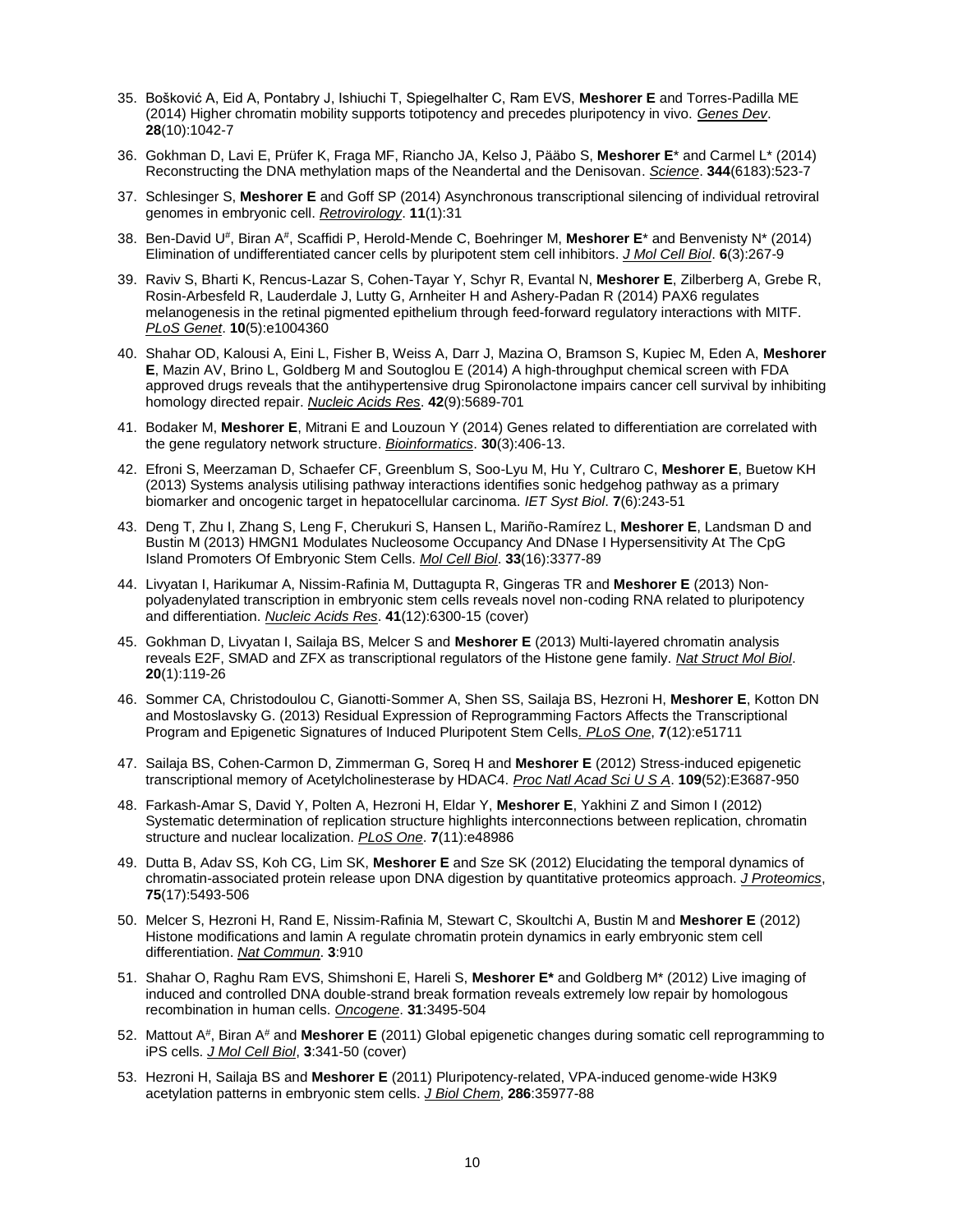35. Bošković A, Eid A, Pontabry J, Ishiuchi T, Spiegelhalter C, Ram EVS, **Meshorer E** and Torres-Padilla ME (2014) Higher chromatin mobility supports totipotency and precedes pluripotency in vivo. *Genes Dev*. **28**(10):1042-7

36. Gokhman D, Lavi E, Prüfer K, Fraga MF, Riancho JA, Kelso J, Pääbo S, **Meshorer E*** and Carmel L* (2014) Reconstructing the DNA methylation maps of the Neandertal and the Denisovan. *Science*. **344**(6183):523-7

37. Schlesinger S, **Meshorer E** and Goff SP (2014) Asynchronous transcriptional silencing of individual retroviral genomes in embryonic cell. *Retrovirology*. **11**(1):31

38. Ben-David U#, Biran A#, Scaffidi P, Herold-Mende C, Boehringer M, **Meshorer E*** and Benvenisty N* (2014) Elimination of undifferentiated cancer cells by pluripotent stem cell inhibitors. *J Mol Cell Biol*. **6**(3):267-9

39. Raviv S, Bharti K, Rencus-Lazar S, Cohen-Tayar Y, Schyr R, Evantal N, **Meshorer E**, Zilberberg A, Grebe R, Rosin-Arbesfeld R, Lauderdale J, Lutty G, Arnheiter H and Ashery-Padan R (2014) PAX6 regulates melanogenesis in the retinal pigmented epithelium through feed-forward regulatory interactions with MITF. *PLoS Genet*. **10**(5):e1004360

40. Shahar OD, Kalousi A, Eini L, Fisher B, Weiss A, Darr J, Mazina O, Bramson S, Kupiec M, Eden A, **Meshorer E**, Mazin AV, Brino L, Goldberg M and Soutoglou E (2014) A high-throughput chemical screen with FDA approved drugs reveals that the antihypertensive drug Spironolactone impairs cancer cell survival by inhibiting homology directed repair. *Nucleic Acids Res*. **42**(9):5689-701

41. Bodaker M, **Meshorer E**, Mitrani E and Louzoun Y (2014) Genes related to differentiation are correlated with the gene regulatory network structure. *Bioinformatics*. **30**(3):406-13.

42. Efroni S, Meerzaman D, Schaefer CF, Greenblum S, Soo-Lyu M, Hu Y, Cultraro C, **Meshorer E**, Buetow KH (2013) Systems analysis utilising pathway interactions identifies sonic hedgehog pathway as a primary biomarker and oncogenic target in hepatocellular carcinoma. *IET Syst Biol*. **7**(6):243-51

43. Deng T, Zhu I, Zhang S, Leng F, Cherukuri S, Hansen L, Mariño-Ramírez L, **Meshorer E**, Landsman D and Bustin M (2013) HMGN1 Modulates Nucleosome Occupancy And DNase I Hypersensitivity At The CpG Island Promoters Of Embryonic Stem Cells. *Mol Cell Biol*. **33**(16):3377-89

44. Livyatan I, Harikumar A, Nissim-Rafinia M, Duttagupta R, Gingeras TR and **Meshorer E** (2013) Non-polyadenylated transcription in embryonic stem cells reveals novel non-coding RNA related to pluripotency and differentiation. *Nucleic Acids Res*. **41**(12):6300-15 (cover)

45. Gokhman D, Livyatan I, Sailaja BS, Melcer S and **Meshorer E** (2013) Multi-layered chromatin analysis reveals E2F, SMAD and ZFX as transcriptional regulators of the Histone gene family. *Nat Struct Mol Biol*. **20**(1):119-26

46. Sommer CA, Christodoulou C, Gianotti-Sommer A, Shen SS, Sailaja BS, Hezroni H, **Meshorer E**, Kotton DN and Mostoslavsky G. (2013) Residual Expression of Reprogramming Factors Affects the Transcriptional Program and Epigenetic Signatures of Induced Pluripotent Stem Cells. *PLoS One*, **7**(12):e51711

47. Sailaja BS, Cohen-Carmon D, Zimmerman G, Soreq H and **Meshorer E** (2012) Stress-induced epigenetic transcriptional memory of Acetylcholinesterase by HDAC4. *Proc Natl Acad Sci U S A*. **109**(52):E3687-950

48. Farkash-Amar S, David Y, Polten A, Hezroni H, Eldar Y, **Meshorer E**, Yakhini Z and Simon I (2012) Systematic determination of replication structure highlights interconnections between replication, chromatin structure and nuclear localization. *PLoS One*. **7**(11):e48986

49. Dutta B, Adav SS, Koh CG, Lim SK, **Meshorer E** and Sze SK (2012) Elucidating the temporal dynamics of chromatin-associated protein release upon DNA digestion by quantitative proteomics approach. *J Proteomics*, **75**(17):5493-506

50. Melcer S, Hezroni H, Rand E, Nissim-Rafinia M, Stewart C, Skoultchi A, Bustin M and **Meshorer E** (2012) Histone modifications and lamin A regulate chromatin protein dynamics in early embryonic stem cell differentiation. *Nat Commun*. **3**:910

51. Shahar O, Raghu Ram EVS, Shimshoni E, Hareli S, **Meshorer E*** and Goldberg M* (2012) Live imaging of induced and controlled DNA double-strand break formation reveals extremely low repair by homologous recombination in human cells. *Oncogene*. **31**:3495-504

52. Mattout A#, Biran A# and **Meshorer E** (2011) Global epigenetic changes during somatic cell reprogramming to iPS cells. *J Mol Cell Biol*, **3**:341-50 (cover)

53. Hezroni H, Sailaja BS and **Meshorer E** (2011) Pluripotency-related, VPA-induced genome-wide H3K9 acetylation patterns in embryonic stem cells. *J Biol Chem*, **286**:35977-88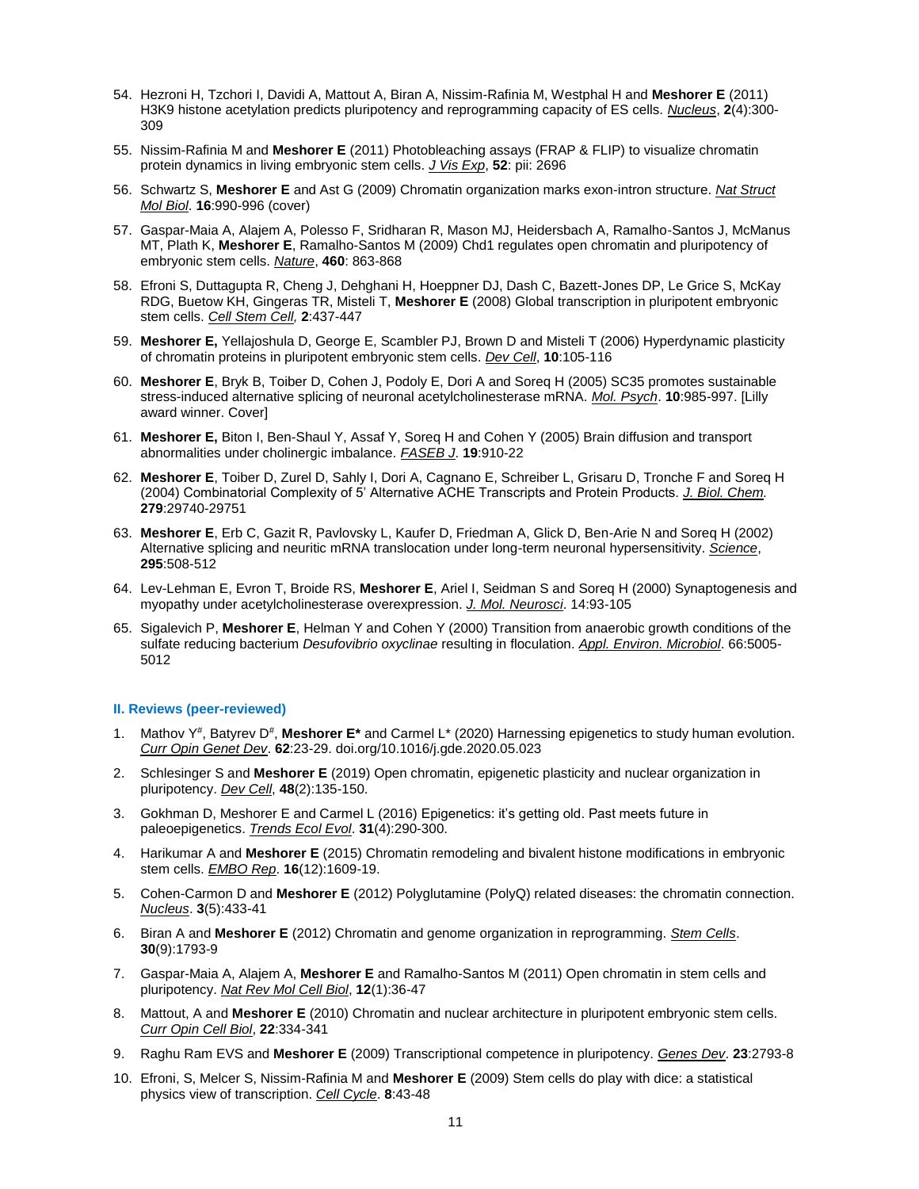54. Hezroni H, Tzchori I, Davidi A, Mattout A, Biran A, Nissim-Rafinia M, Westphal H and **Meshorer E** (2011) H3K9 histone acetylation predicts pluripotency and reprogramming capacity of ES cells. *Nucleus*, **2**(4):300-309

55. Nissim-Rafinia M and **Meshorer E** (2011) Photobleaching assays (FRAP & FLIP) to visualize chromatin protein dynamics in living embryonic stem cells. *J Vis Exp*, **52**: pii: 2696

56. Schwartz S, **Meshorer E** and Ast G (2009) Chromatin organization marks exon-intron structure. *Nat Struct Mol Biol*. **16**:990-996 (cover)

57. Gaspar-Maia A, Alajem A, Polesso F, Sridharan R, Mason MJ, Heidersbach A, Ramalho-Santos J, McManus MT, Plath K, **Meshorer E**, Ramalho-Santos M (2009) Chd1 regulates open chromatin and pluripotency of embryonic stem cells. *Nature*, **460**: 863-868

58. Efroni S, Duttagupta R, Cheng J, Dehghani H, Hoeppner DJ, Dash C, Bazett-Jones DP, Le Grice S, McKay RDG, Buetow KH, Gingeras TR, Misteli T, **Meshorer E** (2008) Global transcription in pluripotent embryonic stem cells. *Cell Stem Cell,* **2**:437-447

59. **Meshorer E,** Yellajoshula D, George E, Scambler PJ, Brown D and Misteli T (2006) Hyperdynamic plasticity of chromatin proteins in pluripotent embryonic stem cells. *Dev Cell*, **10**:105-116

60. **Meshorer E**, Bryk B, Toiber D, Cohen J, Podoly E, Dori A and Soreq H (2005) SC35 promotes sustainable stress-induced alternative splicing of neuronal acetylcholinesterase mRNA. *Mol. Psych*. **10**:985-997. [Lilly award winner. Cover]

61. **Meshorer E,** Biton I, Ben-Shaul Y, Assaf Y, Soreq H and Cohen Y (2005) Brain diffusion and transport abnormalities under cholinergic imbalance. *FASEB J*. **19**:910-22

62. **Meshorer E**, Toiber D, Zurel D, Sahly I, Dori A, Cagnano E, Schreiber L, Grisaru D, Tronche F and Soreq H (2004) Combinatorial Complexity of 5' Alternative ACHE Transcripts and Protein Products. *J. Biol. Chem.* **279**:29740-29751

63. **Meshorer E**, Erb C, Gazit R, Pavlovsky L, Kaufer D, Friedman A, Glick D, Ben-Arie N and Soreq H (2002) Alternative splicing and neuritic mRNA translocation under long-term neuronal hypersensitivity. *Science*, **295**:508-512

64. Lev-Lehman E, Evron T, Broide RS, **Meshorer E**, Ariel I, Seidman S and Soreq H (2000) Synaptogenesis and myopathy under acetylcholinesterase overexpression. *J. Mol. Neurosci*. 14:93-105

65. Sigalevich P, **Meshorer E**, Helman Y and Cohen Y (2000) Transition from anaerobic growth conditions of the sulfate reducing bacterium *Desufovibrio oxyclinae* resulting in floculation. *Appl. Environ. Microbiol*. 66:5005-5012

### II. Reviews (peer-reviewed)

1. Mathov Y[#], Batyrev D[#], **Meshorer E*** and Carmel L* (2020) Harnessing epigenetics to study human evolution. *Curr Opin Genet Dev*. **62**:23-29. doi.org/10.1016/j.gde.2020.05.023

2. Schlesinger S and **Meshorer E** (2019) Open chromatin, epigenetic plasticity and nuclear organization in pluripotency. *Dev Cell*, **48**(2):135-150.

3. Gokhman D, Meshorer E and Carmel L (2016) Epigenetics: it's getting old. Past meets future in paleoepigenetics. *Trends Ecol Evol*. **31**(4):290-300.

4. Harikumar A and **Meshorer E** (2015) Chromatin remodeling and bivalent histone modifications in embryonic stem cells. *EMBO Rep*. **16**(12):1609-19.

5. Cohen-Carmon D and **Meshorer E** (2012) Polyglutamine (PolyQ) related diseases: the chromatin connection. *Nucleus*. **3**(5):433-41

6. Biran A and **Meshorer E** (2012) Chromatin and genome organization in reprogramming. *Stem Cells*. **30**(9):1793-9

7. Gaspar-Maia A, Alajem A, **Meshorer E** and Ramalho-Santos M (2011) Open chromatin in stem cells and pluripotency. *Nat Rev Mol Cell Biol*, **12**(1):36-47

8. Mattout, A and **Meshorer E** (2010) Chromatin and nuclear architecture in pluripotent embryonic stem cells. *Curr Opin Cell Biol*, **22**:334-341

9. Raghu Ram EVS and **Meshorer E** (2009) Transcriptional competence in pluripotency. *Genes Dev*. **23**:2793-8

10. Efroni, S, Melcer S, Nissim-Rafinia M and **Meshorer E** (2009) Stem cells do play with dice: a statistical physics view of transcription. *Cell Cycle*. **8**:43-48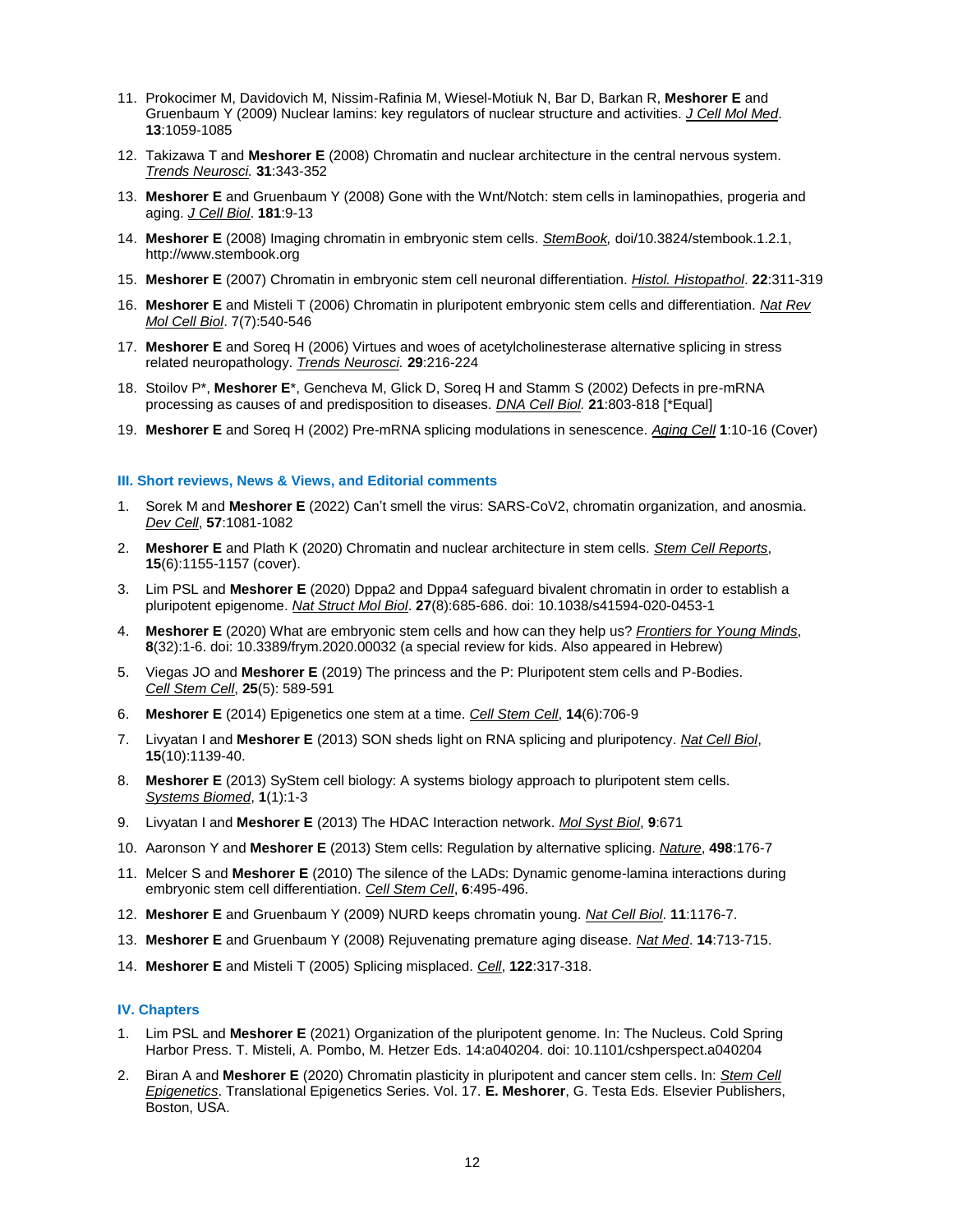11. Prokocimer M, Davidovich M, Nissim-Rafinia M, Wiesel-Motiuk N, Bar D, Barkan R, **Meshorer E** and Gruenbaum Y (2009) Nuclear lamins: key regulators of nuclear structure and activities. *J Cell Mol Med*. **13**:1059-1085

12. Takizawa T and **Meshorer E** (2008) Chromatin and nuclear architecture in the central nervous system. *Trends Neurosci.* **31**:343-352

13. **Meshorer E** and Gruenbaum Y (2008) Gone with the Wnt/Notch: stem cells in laminopathies, progeria and aging. *J Cell Biol*. **181**:9-13

14. **Meshorer E** (2008) Imaging chromatin in embryonic stem cells. *StemBook,* doi/10.3824/stembook.1.2.1, http://www.stembook.org

15. **Meshorer E** (2007) Chromatin in embryonic stem cell neuronal differentiation. *Histol. Histopathol*. **22**:311-319

16. **Meshorer E** and Misteli T (2006) Chromatin in pluripotent embryonic stem cells and differentiation. *Nat Rev Mol Cell Biol*. 7(7):540-546

17. **Meshorer E** and Soreq H (2006) Virtues and woes of acetylcholinesterase alternative splicing in stress related neuropathology. *Trends Neurosci.* **29**:216-224

18. Stoilov P*, **Meshorer E***, Gencheva M, Glick D, Soreq H and Stamm S (2002) Defects in pre-mRNA processing as causes of and predisposition to diseases. *DNA Cell Biol.* **21**:803-818 [*Equal]

19. **Meshorer E** and Soreq H (2002) Pre-mRNA splicing modulations in senescence. *Aging Cell* **1**:10-16 (Cover)

### III. Short reviews, News & Views, and Editorial comments

1. Sorek M and **Meshorer E** (2022) Can't smell the virus: SARS-CoV2, chromatin organization, and anosmia. *Dev Cell*, **57**:1081-1082

2. **Meshorer E** and Plath K (2020) Chromatin and nuclear architecture in stem cells. *Stem Cell Reports*, **15**(6):1155-1157 (cover).

3. Lim PSL and **Meshorer E** (2020) Dppa2 and Dppa4 safeguard bivalent chromatin in order to establish a pluripotent epigenome. *Nat Struct Mol Biol*. **27**(8):685-686. doi: 10.1038/s41594-020-0453-1

4. **Meshorer E** (2020) What are embryonic stem cells and how can they help us? *Frontiers for Young Minds*, **8**(32):1-6. doi: 10.3389/frym.2020.00032 (a special review for kids. Also appeared in Hebrew)

5. Viegas JO and **Meshorer E** (2019) The princess and the P: Pluripotent stem cells and P-Bodies. *Cell Stem Cell*, **25**(5): 589-591

6. **Meshorer E** (2014) Epigenetics one stem at a time. *Cell Stem Cell*, **14**(6):706-9

7. Livyatan I and **Meshorer E** (2013) SON sheds light on RNA splicing and pluripotency. *Nat Cell Biol*, **15**(10):1139-40.

8. **Meshorer E** (2013) SyStem cell biology: A systems biology approach to pluripotent stem cells. *Systems Biomed*, **1**(1):1-3

9. Livyatan I and **Meshorer E** (2013) The HDAC Interaction network. *Mol Syst Biol*, **9**:671

10. Aaronson Y and **Meshorer E** (2013) Stem cells: Regulation by alternative splicing. *Nature*, **498**:176-7

11. Melcer S and **Meshorer E** (2010) The silence of the LADs: Dynamic genome-lamina interactions during embryonic stem cell differentiation. *Cell Stem Cell*, **6**:495-496.

12. **Meshorer E** and Gruenbaum Y (2009) NURD keeps chromatin young. *Nat Cell Biol*. **11**:1176-7.

13. **Meshorer E** and Gruenbaum Y (2008) Rejuvenating premature aging disease. *Nat Med*. **14**:713-715.

14. **Meshorer E** and Misteli T (2005) Splicing misplaced. *Cell*, **122**:317-318.

### IV. Chapters

1. Lim PSL and **Meshorer E** (2021) Organization of the pluripotent genome. In: The Nucleus. Cold Spring Harbor Press. T. Misteli, A. Pombo, M. Hetzer Eds. 14:a040204. doi: 10.1101/cshperspect.a040204

2. Biran A and **Meshorer E** (2020) Chromatin plasticity in pluripotent and cancer stem cells. In: *Stem Cell Epigenetics*. Translational Epigenetics Series. Vol. 17. **E. Meshorer**, G. Testa Eds. Elsevier Publishers, Boston, USA.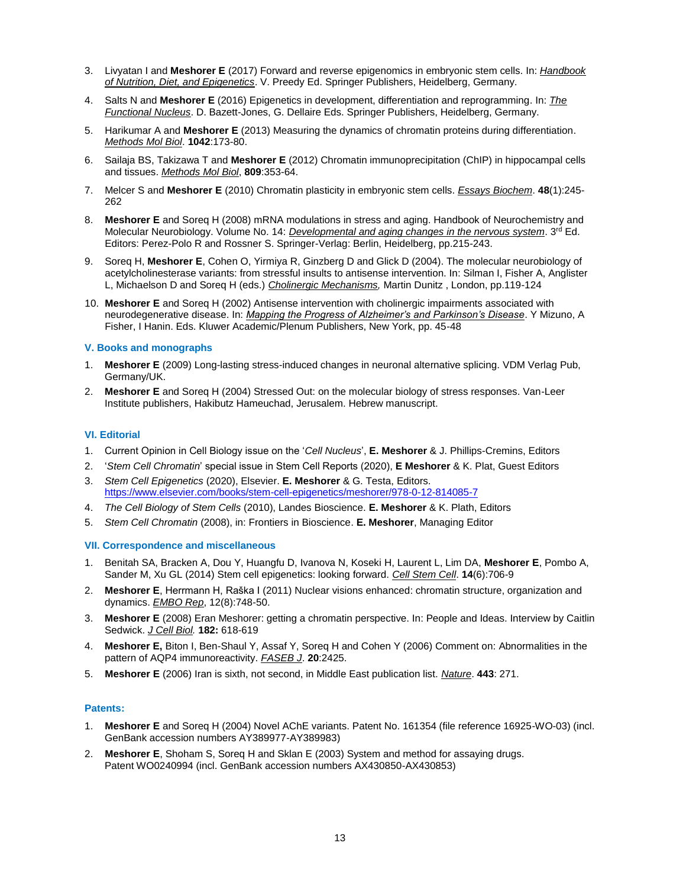3. Livyatan I and **Meshorer E** (2017) Forward and reverse epigenomics in embryonic stem cells. In: *Handbook of Nutrition, Diet, and Epigenetics*. V. Preedy Ed. Springer Publishers, Heidelberg, Germany.

4. Salts N and **Meshorer E** (2016) Epigenetics in development, differentiation and reprogramming. In: *The Functional Nucleus*. D. Bazett-Jones, G. Dellaire Eds. Springer Publishers, Heidelberg, Germany.

5. Harikumar A and **Meshorer E** (2013) Measuring the dynamics of chromatin proteins during differentiation. *Methods Mol Biol*. **1042**:173-80.

6. Sailaja BS, Takizawa T and **Meshorer E** (2012) Chromatin immunoprecipitation (ChIP) in hippocampal cells and tissues. *Methods Mol Biol*, **809**:353-64.

7. Melcer S and **Meshorer E** (2010) Chromatin plasticity in embryonic stem cells. *Essays Biochem*. **48**(1):245-262

8. **Meshorer E** and Soreq H (2008) mRNA modulations in stress and aging. Handbook of Neurochemistry and Molecular Neurobiology. Volume No. 14: *Developmental and aging changes in the nervous system*. 3rd Ed. Editors: Perez-Polo R and Rossner S. Springer-Verlag: Berlin, Heidelberg, pp.215-243.

9. Soreq H, **Meshorer E**, Cohen O, Yirmiya R, Ginzberg D and Glick D (2004). The molecular neurobiology of acetylcholinesterase variants: from stressful insults to antisense intervention. In: Silman I, Fisher A, Anglister L, Michaelson D and Soreq H (eds.) *Cholinergic Mechanisms,* Martin Dunitz , London, pp.119-124

10. **Meshorer E** and Soreq H (2002) Antisense intervention with cholinergic impairments associated with neurodegenerative disease. In: *Mapping the Progress of Alzheimer's and Parkinson's Disease*. Y Mizuno, A Fisher, I Hanin. Eds. Kluwer Academic/Plenum Publishers, New York, pp. 45-48

### V. Books and monographs

1. **Meshorer E** (2009) Long-lasting stress-induced changes in neuronal alternative splicing. VDM Verlag Pub, Germany/UK.

2. **Meshorer E** and Soreq H (2004) Stressed Out: on the molecular biology of stress responses. Van-Leer Institute publishers, Hakibutz Hameuchad, Jerusalem. Hebrew manuscript.

### VI. Editorial

1. Current Opinion in Cell Biology issue on the '*Cell Nucleus*', **E. Meshorer** & J. Phillips-Cremins, Editors
2. '*Stem Cell Chromatin*' special issue in Stem Cell Reports (2020), **E Meshorer** & K. Plat, Guest Editors
3. *Stem Cell Epigenetics* (2020), Elsevier. **E. Meshorer** & G. Testa, Editors. https://www.elsevier.com/books/stem-cell-epigenetics/meshorer/978-0-12-814085-7
4. *The Cell Biology of Stem Cells* (2010), Landes Bioscience. **E. Meshorer** & K. Plath, Editors
5. *Stem Cell Chromatin* (2008), in: Frontiers in Bioscience. **E. Meshorer**, Managing Editor

### VII. Correspondence and miscellaneous

1. Benitah SA, Bracken A, Dou Y, Huangfu D, Ivanova N, Koseki H, Laurent L, Lim DA, **Meshorer E**, Pombo A, Sander M, Xu GL (2014) Stem cell epigenetics: looking forward. *Cell Stem Cell*. **14**(6):706-9

2. **Meshorer E**, Herrmann H, Raška I (2011) Nuclear visions enhanced: chromatin structure, organization and dynamics. *EMBO Rep*, 12(8):748-50.

3. **Meshorer E** (2008) Eran Meshorer: getting a chromatin perspective. In: People and Ideas. Interview by Caitlin Sedwick. *J Cell Biol.* **182:** 618-619

4. **Meshorer E,** Biton I, Ben-Shaul Y, Assaf Y, Soreq H and Cohen Y (2006) Comment on: Abnormalities in the pattern of AQP4 immunoreactivity. *FASEB J*. **20**:2425.

5. **Meshorer E** (2006) Iran is sixth, not second, in Middle East publication list. *Nature*. **443**: 271.

### Patents:

1. **Meshorer E** and Soreq H (2004) Novel AChE variants. Patent No. 161354 (file reference 16925-WO-03) (incl. GenBank accession numbers AY389977-AY389983)

2. **Meshorer E**, Shoham S, Soreq H and Sklan E (2003) System and method for assaying drugs. Patent WO0240994 (incl. GenBank accession numbers AX430850-AX430853)